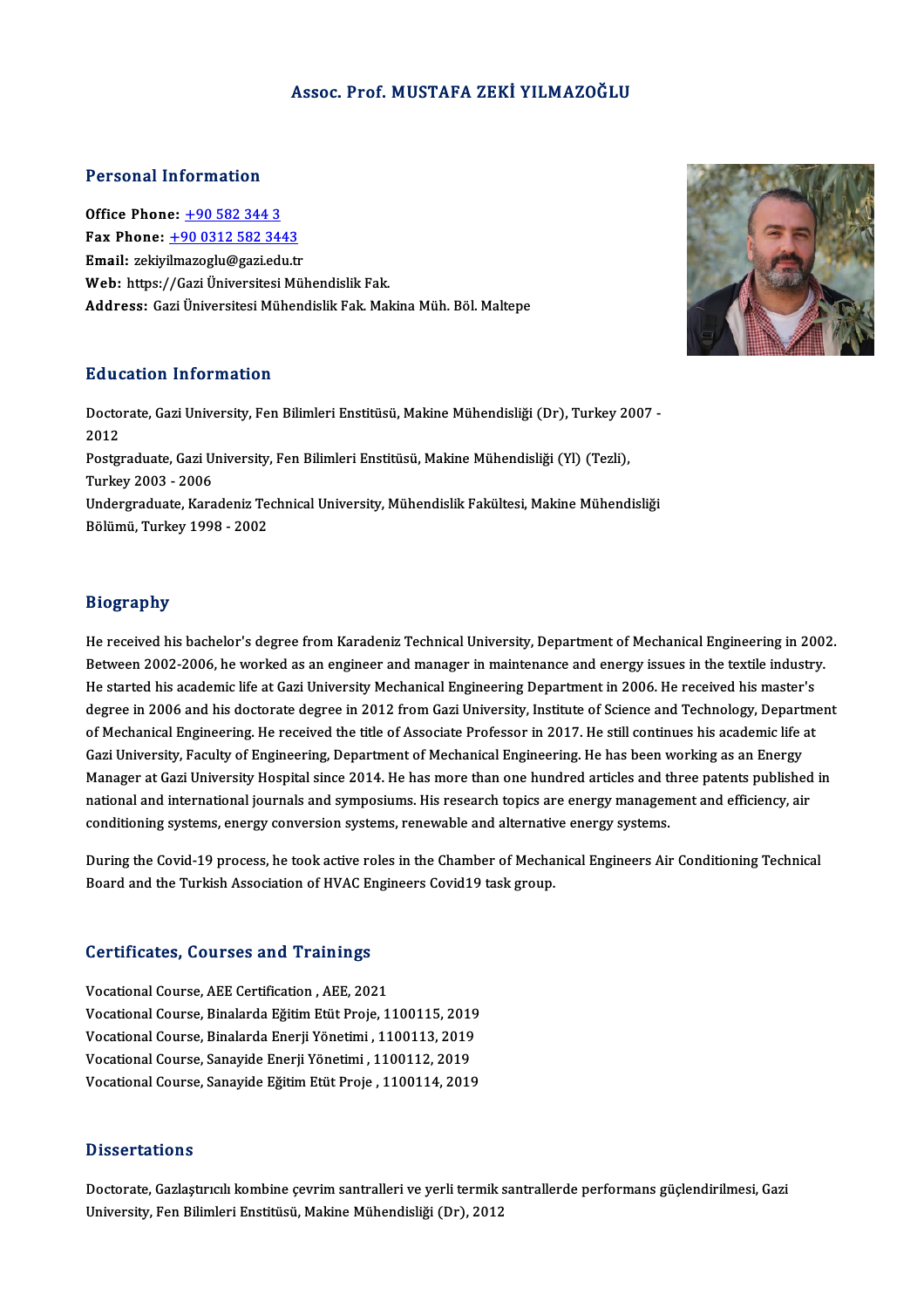# Assoc. Prof. MUSTAFA ZEKİ YILMAZOĞLU

## Personal Information

**Office Phone:** +90 582 344 3
**Fax Phone:** +90 0312 582 3443
**Email:** zekiyilmazoglu@gazi.edu.tr
**Web:** https://Gazi Üniversitesi Mühendislik Fak.
**Address:** Gazi Üniversitesi Mühendislik Fak. Makina Müh. Böl. Maltepe

## Education Information

Doctorate, Gazi University, Fen Bilimleri Enstitüsü, Makine Mühendisliği (Dr), Turkey 2007 - 2012
Postgraduate, Gazi University, Fen Bilimleri Enstitüsü, Makine Mühendisliği (Yl) (Tezli), Turkey 2003 - 2006
Undergraduate, Karadeniz Technical University, Mühendislik Fakültesi, Makine Mühendisliği Bölümü, Turkey 1998 - 2002

## Biography

He received his bachelor's degree from Karadeniz Technical University, Department of Mechanical Engineering in 2002. Between 2002-2006, he worked as an engineer and manager in maintenance and energy issues in the textile industry. He started his academic life at Gazi University Mechanical Engineering Department in 2006. He received his master's degree in 2006 and his doctorate degree in 2012 from Gazi University, Institute of Science and Technology, Department of Mechanical Engineering. He received the title of Associate Professor in 2017. He still continues his academic life at Gazi University, Faculty of Engineering, Department of Mechanical Engineering. He has been working as an Energy Manager at Gazi University Hospital since 2014. He has more than one hundred articles and three patents published in national and international journals and symposiums. His research topics are energy management and efficiency, air conditioning systems, energy conversion systems, renewable and alternative energy systems.

During the Covid-19 process, he took active roles in the Chamber of Mechanical Engineers Air Conditioning Technical Board and the Turkish Association of HVAC Engineers Covid19 task group.

## Certificates, Courses and Trainings

Vocational Course, AEE Certification , AEE, 2021
Vocational Course, Binalarda Eğitim Etüt Proje, 1100115, 2019
Vocational Course, Binalarda Enerji Yönetimi , 1100113, 2019
Vocational Course, Sanayide Enerji Yönetimi , 1100112, 2019
Vocational Course, Sanayide Eğitim Etüt Proje , 1100114, 2019

## Dissertations

Doctorate, Gazlaştırıcılı kombine çevrim santralleri ve yerli termik santrallerde performans güçlendirilmesi, Gazi University, Fen Bilimleri Enstitüsü, Makine Mühendisliği (Dr), 2012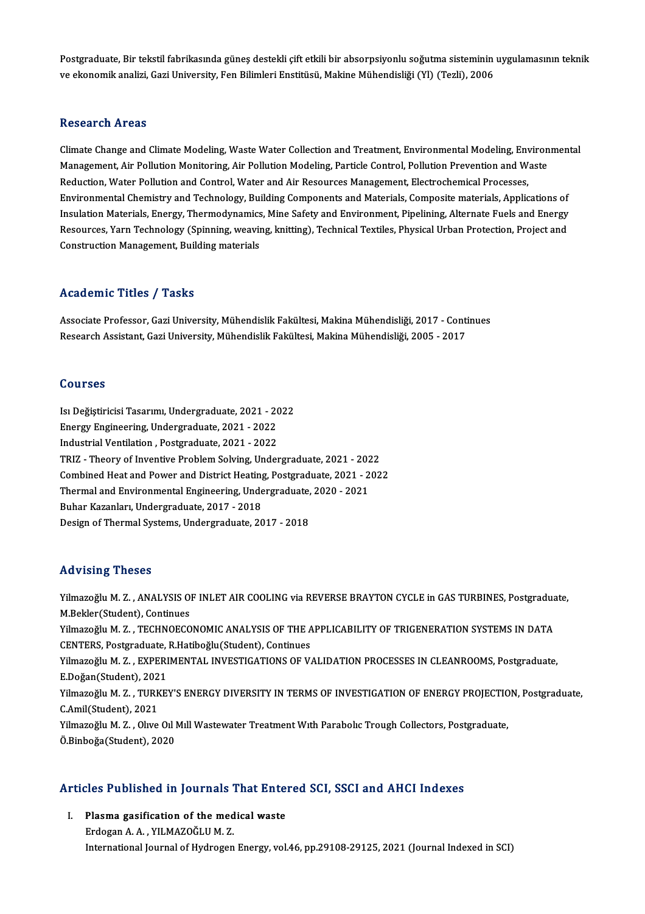Postgraduate, Bir tekstil fabrikasında güneş destekli çift etkili bir absorpsiyonlu soğutma sisteminin uygulamasının teknik ve ekonomik analizi, Gazi University, Fen Bilimleri Enstitüsü, Makine Mühendisliği (Yl) (Tezli), 2006

## Research Areas

Climate Change and Climate Modeling, Waste Water Collection and Treatment, Environmental Modeling, Environmental Management, Air Pollution Monitoring, Air Pollution Modeling, Particle Control, Pollution Prevention and Waste Reduction, Water Pollution and Control, Water and Air Resources Management, Electrochemical Processes, Environmental Chemistry and Technology, Building Components and Materials, Composite materials, Applications of Insulation Materials, Energy, Thermodynamics, Mine Safety and Environment, Pipelining, Alternate Fuels and Energy Resources, Yarn Technology (Spinning, weaving, knitting), Technical Textiles, Physical Urban Protection, Project and Construction Management, Building materials

## Academic Titles / Tasks

Associate Professor, Gazi University, Mühendislik Fakültesi, Makina Mühendisliği, 2017 - Continues
Research Assistant, Gazi University, Mühendislik Fakültesi, Makina Mühendisliği, 2005 - 2017

## Courses

Isı Değiştiricisi Tasarımı, Undergraduate, 2021 - 2022
Energy Engineering, Undergraduate, 2021 - 2022
Industrial Ventilation , Postgraduate, 2021 - 2022
TRIZ - Theory of Inventive Problem Solving, Undergraduate, 2021 - 2022
Combined Heat and Power and District Heating, Postgraduate, 2021 - 2022
Thermal and Environmental Engineering, Undergraduate, 2020 - 2021
Buhar Kazanları, Undergraduate, 2017 - 2018
Design of Thermal Systems, Undergraduate, 2017 - 2018

## Advising Theses

Yilmazoğlu M. Z. , ANALYSIS OF INLET AIR COOLING via REVERSE BRAYTON CYCLE in GAS TURBINES, Postgraduate, M.Bekler(Student), Continues
Yilmazoğlu M. Z. , TECHNOECONOMIC ANALYSIS OF THE APPLICABILITY OF TRIGENERATION SYSTEMS IN DATA CENTERS, Postgraduate, R.Hatiboğlu(Student), Continues
Yilmazoğlu M. Z. , EXPERIMENTAL INVESTIGATIONS OF VALIDATION PROCESSES IN CLEANROOMS, Postgraduate, E.Doğan(Student), 2021
Yilmazoğlu M. Z. , TURKEY'S ENERGY DIVERSITY IN TERMS OF INVESTIGATION OF ENERGY PROJECTION, Postgraduate, C.Amil(Student), 2021
Yilmazoğlu M. Z. , Olıve Oıl Mıll Wastewater Treatment Wıth Parabolıc Trough Collectors, Postgraduate, Ö.Binboğa(Student), 2020

## Articles Published in Journals That Entered SCI, SSCI and AHCI Indexes

I. **Plasma gasification of the medical waste**
Erdogan A. A. , YILMAZOĞLU M. Z.
International Journal of Hydrogen Energy, vol.46, pp.29108-29125, 2021 (Journal Indexed in SCI)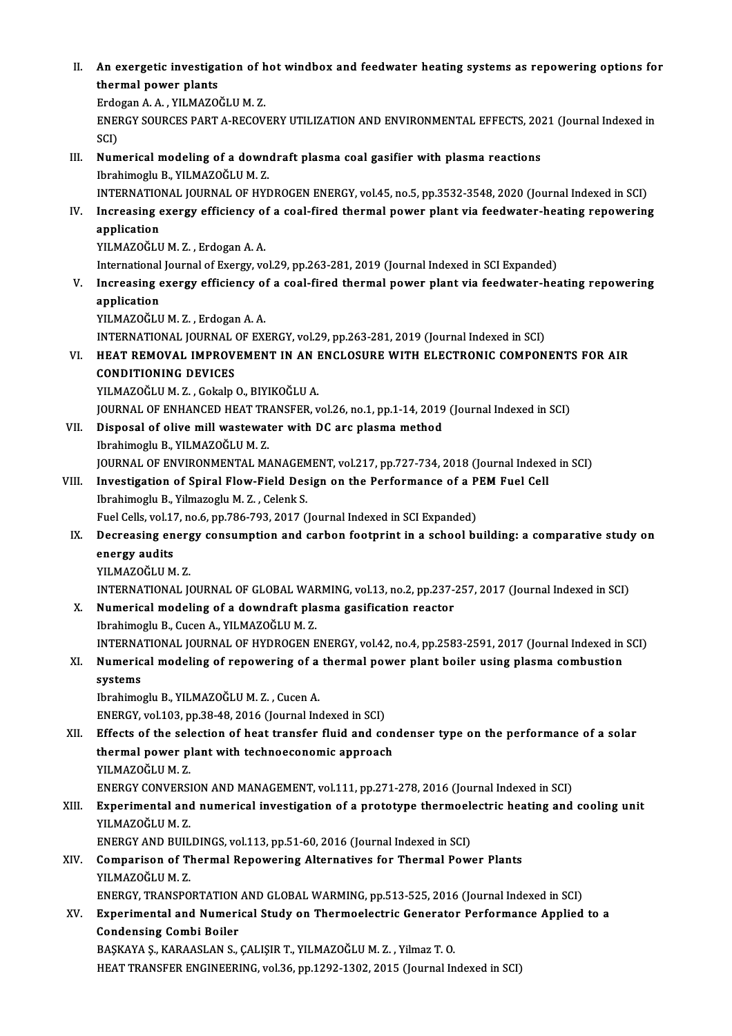II. **An exergetic investigation of hot windbox and feedwater heating systems as repowering options for thermal power plants**
Erdogan A. A. , YILMAZOĞLU M. Z.
ENERGY SOURCES PART A-RECOVERY UTILIZATION AND ENVIRONMENTAL EFFECTS, 2021 (Journal Indexed in SCI)

III. **Numerical modeling of a downdraft plasma coal gasifier with plasma reactions**
Ibrahimoglu B., YILMAZOĞLU M. Z.
INTERNATIONAL JOURNAL OF HYDROGEN ENERGY, vol.45, no.5, pp.3532-3548, 2020 (Journal Indexed in SCI)

IV. **Increasing exergy efficiency of a coal-fired thermal power plant via feedwater-heating repowering application**
YILMAZOĞLU M. Z. , Erdogan A. A.
International Journal of Exergy, vol.29, pp.263-281, 2019 (Journal Indexed in SCI Expanded)

V. **Increasing exergy efficiency of a coal-fired thermal power plant via feedwater-heating repowering application**
YILMAZOĞLU M. Z. , Erdogan A. A.
INTERNATIONAL JOURNAL OF EXERGY, vol.29, pp.263-281, 2019 (Journal Indexed in SCI)

VI. **HEAT REMOVAL IMPROVEMENT IN AN ENCLOSURE WITH ELECTRONIC COMPONENTS FOR AIR CONDITIONING DEVICES**
YILMAZOĞLU M. Z. , Gokalp O., BIYIKOĞLU A.
JOURNAL OF ENHANCED HEAT TRANSFER, vol.26, no.1, pp.1-14, 2019 (Journal Indexed in SCI)

VII. **Disposal of olive mill wastewater with DC arc plasma method**
Ibrahimoglu B., YILMAZOĞLU M. Z.
JOURNAL OF ENVIRONMENTAL MANAGEMENT, vol.217, pp.727-734, 2018 (Journal Indexed in SCI)

VIII. **Investigation of Spiral Flow-Field Design on the Performance of a PEM Fuel Cell**
Ibrahimoglu B., Yilmazoglu M. Z. , Celenk S.
Fuel Cells, vol.17, no.6, pp.786-793, 2017 (Journal Indexed in SCI Expanded)

IX. **Decreasing energy consumption and carbon footprint in a school building: a comparative study on energy audits**
YILMAZOĞLU M. Z.
INTERNATIONAL JOURNAL OF GLOBAL WARMING, vol.13, no.2, pp.237-257, 2017 (Journal Indexed in SCI)

X. **Numerical modeling of a downdraft plasma gasification reactor**
Ibrahimoglu B., Cucen A., YILMAZOĞLU M. Z.
INTERNATIONAL JOURNAL OF HYDROGEN ENERGY, vol.42, no.4, pp.2583-2591, 2017 (Journal Indexed in SCI)

XI. **Numerical modeling of repowering of a thermal power plant boiler using plasma combustion systems**
Ibrahimoglu B., YILMAZOĞLU M. Z. , Cucen A.
ENERGY, vol.103, pp.38-48, 2016 (Journal Indexed in SCI)

XII. **Effects of the selection of heat transfer fluid and condenser type on the performance of a solar thermal power plant with technoeconomic approach**
YILMAZOĞLU M. Z.
ENERGY CONVERSION AND MANAGEMENT, vol.111, pp.271-278, 2016 (Journal Indexed in SCI)

XIII. **Experimental and numerical investigation of a prototype thermoelectric heating and cooling unit**
YILMAZOĞLU M. Z.
ENERGY AND BUILDINGS, vol.113, pp.51-60, 2016 (Journal Indexed in SCI)

XIV. **Comparison of Thermal Repowering Alternatives for Thermal Power Plants**
YILMAZOĞLU M. Z.
ENERGY, TRANSPORTATION AND GLOBAL WARMING, pp.513-525, 2016 (Journal Indexed in SCI)

XV. **Experimental and Numerical Study on Thermoelectric Generator Performance Applied to a Condensing Combi Boiler**
BAŞKAYA Ş., KARAASLAN S., ÇALIŞIR T., YILMAZOĞLU M. Z. , Yilmaz T. O.
HEAT TRANSFER ENGINEERING, vol.36, pp.1292-1302, 2015 (Journal Indexed in SCI)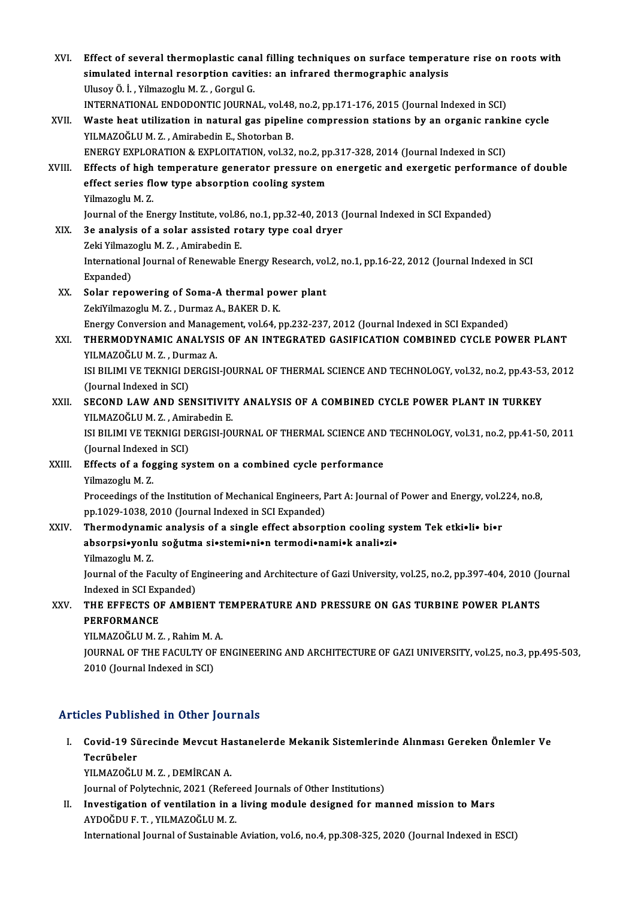XVI. **Effect of several thermoplastic canal filling techniques on surface temperature rise on roots with simulated internal resorption cavities: an infrared thermographic analysis**
Ulusoy Ö. İ. , Yilmazoglu M. Z. , Gorgul G.
INTERNATIONAL ENDODONTIC JOURNAL, vol.48, no.2, pp.171-176, 2015 (Journal Indexed in SCI)

XVII. **Waste heat utilization in natural gas pipeline compression stations by an organic rankine cycle**
YILMAZOĞLU M. Z. , Amirabedin E., Shotorban B.
ENERGY EXPLORATION & EXPLOITATION, vol.32, no.2, pp.317-328, 2014 (Journal Indexed in SCI)

XVIII. **Effects of high temperature generator pressure on energetic and exergetic performance of double effect series flow type absorption cooling system**
Yilmazoglu M. Z.
Journal of the Energy Institute, vol.86, no.1, pp.32-40, 2013 (Journal Indexed in SCI Expanded)

XIX. **3e analysis of a solar assisted rotary type coal dryer**
Zeki Yilmazoglu M. Z. , Amirabedin E.
International Journal of Renewable Energy Research, vol.2, no.1, pp.16-22, 2012 (Journal Indexed in SCI Expanded)

XX. **Solar repowering of Soma-A thermal power plant**
ZekiYilmazoglu M. Z. , Durmaz A., BAKER D. K.
Energy Conversion and Management, vol.64, pp.232-237, 2012 (Journal Indexed in SCI Expanded)

XXI. **THERMODYNAMIC ANALYSIS OF AN INTEGRATED GASIFICATION COMBINED CYCLE POWER PLANT**
YILMAZOĞLU M. Z. , Durmaz A.
ISI BILIMI VE TEKNIGI DERGISI-JOURNAL OF THERMAL SCIENCE AND TECHNOLOGY, vol.32, no.2, pp.43-53, 2012 (Journal Indexed in SCI)

XXII. **SECOND LAW AND SENSITIVITY ANALYSIS OF A COMBINED CYCLE POWER PLANT IN TURKEY**
YILMAZOĞLU M. Z. , Amirabedin E.
ISI BILIMI VE TEKNIGI DERGISI-JOURNAL OF THERMAL SCIENCE AND TECHNOLOGY, vol.31, no.2, pp.41-50, 2011 (Journal Indexed in SCI)

XXIII. **Effects of a fogging system on a combined cycle performance**
Yilmazoglu M. Z.
Proceedings of the Institution of Mechanical Engineers, Part A: Journal of Power and Energy, vol.224, no.8, pp.1029-1038, 2010 (Journal Indexed in SCI Expanded)

XXIV. **Thermodynamic analysis of a single effect absorption cooling system Tek etki•li• bi•r absorpsi•yonlu soğutma si•stemi•ni•n termodi•nami•k anali•zi•**
Yilmazoglu M. Z.
Journal of the Faculty of Engineering and Architecture of Gazi University, vol.25, no.2, pp.397-404, 2010 (Journal Indexed in SCI Expanded)

XXV. **THE EFFECTS OF AMBIENT TEMPERATURE AND PRESSURE ON GAS TURBINE POWER PLANTS PERFORMANCE**
YILMAZOĞLU M. Z. , Rahim M. A.
JOURNAL OF THE FACULTY OF ENGINEERING AND ARCHITECTURE OF GAZI UNIVERSITY, vol.25, no.3, pp.495-503, 2010 (Journal Indexed in SCI)

## Articles Published in Other Journals

I. **Covid-19 Sürecinde Mevcut Hastanelerde Mekanik Sistemlerinde Alınması Gereken Önlemler Ve Tecrübeler**
YILMAZOĞLU M. Z. , DEMİRCAN A.
Journal of Polytechnic, 2021 (Refereed Journals of Other Institutions)

II. **Investigation of ventilation in a living module designed for manned mission to Mars**
AYDOĞDU F. T. , YILMAZOĞLU M. Z.
International Journal of Sustainable Aviation, vol.6, no.4, pp.308-325, 2020 (Journal Indexed in ESCI)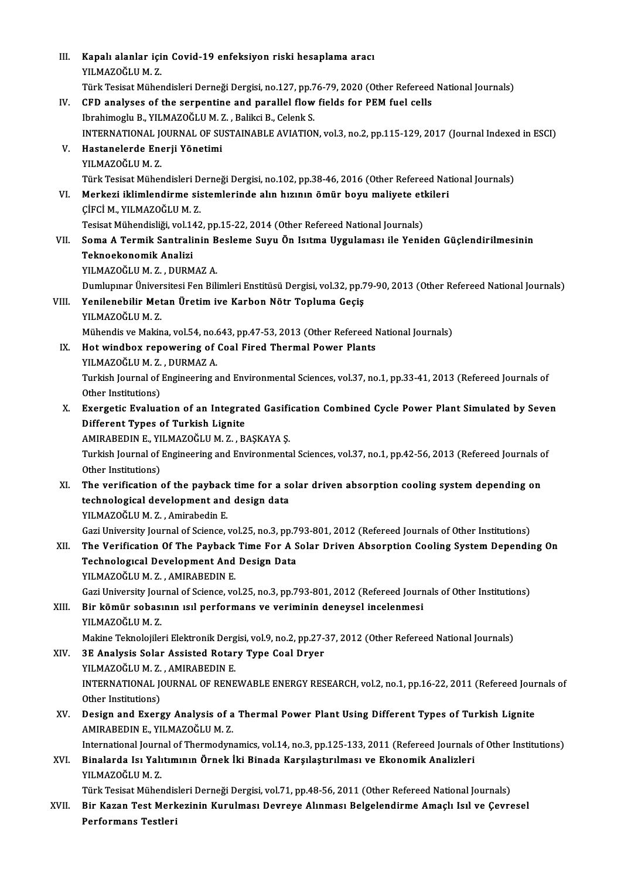III. **Kapalı alanlar için Covid-19 enfeksiyon riski hesaplama aracı**
YILMAZOĞLU M. Z.
Türk Tesisat Mühendisleri Derneği Dergisi, no.127, pp.76-79, 2020 (Other Refereed National Journals)

IV. **CFD analyses of the serpentine and parallel flow fields for PEM fuel cells**
Ibrahimoglu B., YILMAZOĞLU M. Z. , Balikci B., Celenk S.
INTERNATIONAL JOURNAL OF SUSTAINABLE AVIATION, vol.3, no.2, pp.115-129, 2017 (Journal Indexed in ESCI)

V. **Hastanelerde Enerji Yönetimi**
YILMAZOĞLU M. Z.
Türk Tesisat Mühendisleri Derneği Dergisi, no.102, pp.38-46, 2016 (Other Refereed National Journals)

VI. **Merkezi iklimlendirme sistemlerinde alın hızının ömür boyu maliyete etkileri**
ÇİFCİ M., YILMAZOĞLU M. Z.
Tesisat Mühendisliği, vol.142, pp.15-22, 2014 (Other Refereed National Journals)

VII. **Soma A Termik Santralinin Besleme Suyu Ön Isıtma Uygulaması ile Yeniden Güçlendirilmesinin Teknoekonomik Analizi**
YILMAZOĞLU M. Z. , DURMAZ A.
Dumlupınar Üniversitesi Fen Bilimleri Enstitüsü Dergisi, vol.32, pp.79-90, 2013 (Other Refereed National Journals)

VIII. **Yenilenebilir Metan Üretim ive Karbon Nötr Topluma Geçiş**
YILMAZOĞLU M. Z.
Mühendis ve Makina, vol.54, no.643, pp.47-53, 2013 (Other Refereed National Journals)

IX. **Hot windbox repowering of Coal Fired Thermal Power Plants**
YILMAZOĞLU M. Z. , DURMAZ A.
Turkish Journal of Engineering and Environmental Sciences, vol.37, no.1, pp.33-41, 2013 (Refereed Journals of Other Institutions)

X. **Exergetic Evaluation of an Integrated Gasification Combined Cycle Power Plant Simulated by Seven Different Types of Turkish Lignite**
AMIRABEDIN E., YILMAZOĞLU M. Z. , BAŞKAYA Ş.
Turkish Journal of Engineering and Environmental Sciences, vol.37, no.1, pp.42-56, 2013 (Refereed Journals of Other Institutions)

XI. **The verification of the payback time for a solar driven absorption cooling system depending on technological development and design data**
YILMAZOĞLU M. Z. , Amirabedin E.
Gazi University Journal of Science, vol.25, no.3, pp.793-801, 2012 (Refereed Journals of Other Institutions)

XII. **The Verification Of The Payback Time For A Solar Driven Absorption Cooling System Depending On Technologıcal Development And Design Data**
YILMAZOĞLU M. Z. , AMIRABEDIN E.
Gazi University Journal of Science, vol.25, no.3, pp.793-801, 2012 (Refereed Journals of Other Institutions)

XIII. **Bir kömür sobasının ısıl performans ve veriminin deneysel incelenmesi**
YILMAZOĞLU M. Z.
Makine Teknolojileri Elektronik Dergisi, vol.9, no.2, pp.27-37, 2012 (Other Refereed National Journals)

XIV. **3E Analysis Solar Assisted Rotary Type Coal Dryer**
YILMAZOĞLU M. Z. , AMIRABEDIN E.
INTERNATIONAL JOURNAL OF RENEWABLE ENERGY RESEARCH, vol.2, no.1, pp.16-22, 2011 (Refereed Journals of Other Institutions)

XV. **Design and Exergy Analysis of a Thermal Power Plant Using Different Types of Turkish Lignite**
AMIRABEDIN E., YILMAZOĞLU M. Z.
International Journal of Thermodynamics, vol.14, no.3, pp.125-133, 2011 (Refereed Journals of Other Institutions)

XVI. **Binalarda Isı Yalıtımının Örnek İki Binada Karşılaştırılması ve Ekonomik Analizleri**
YILMAZOĞLU M. Z.
Türk Tesisat Mühendisleri Derneği Dergisi, vol.71, pp.48-56, 2011 (Other Refereed National Journals)

XVII. **Bir Kazan Test Merkezinin Kurulması Devreye Alınması Belgelendirme Amaçlı Isıl ve Çevresel Performans Testleri**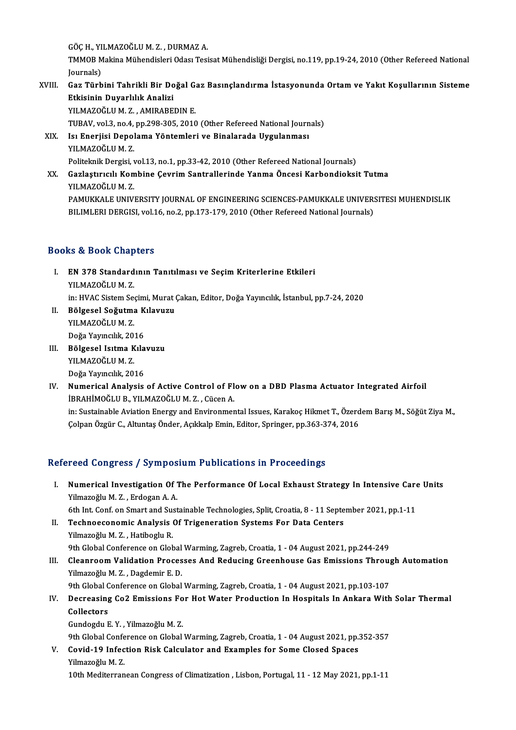GÖÇ H., YILMAZOĞLU M. Z. , DURMAZ A.
TMMOB Makina Mühendisleri Odası Tesisat Mühendisliği Dergisi, no.119, pp.19-24, 2010 (Other Refereed National Journals)

XVIII. **Gaz Türbini Tahrikli Bir Doğal Gaz Basınçlandırma İstasyonunda Ortam ve Yakıt Koşullarının Sisteme Etkisinin Duyarlılık Analizi**
YILMAZOĞLU M. Z. , AMIRABEDIN E.
TUBAV, vol.3, no.4, pp.298-305, 2010 (Other Refereed National Journals)

XIX. **Isı Enerjisi Depolama Yöntemleri ve Binalarada Uygulanması**
YILMAZOĞLU M. Z.
Politeknik Dergisi, vol.13, no.1, pp.33-42, 2010 (Other Refereed National Journals)

XX. **Gazlaştırıcılı Kombine Çevrim Santrallerinde Yanma Öncesi Karbondioksit Tutma**
YILMAZOĞLU M. Z.
PAMUKKALE UNIVERSITY JOURNAL OF ENGINEERING SCIENCES-PAMUKKALE UNIVERSITESI MUHENDISLIK BILIMLERI DERGISI, vol.16, no.2, pp.173-179, 2010 (Other Refereed National Journals)

## Books & Book Chapters

I. **EN 378 Standardının Tanıtılması ve Seçim Kriterlerine Etkileri**
YILMAZOĞLU M. Z.
in: HVAC Sistem Seçimi, Murat Çakan, Editor, Doğa Yayıncılık, İstanbul, pp.7-24, 2020

II. **Bölgesel Soğutma Kılavuzu**
YILMAZOĞLU M. Z.
Doğa Yayıncılık, 2016

III. **Bölgesel Isıtma Kılavuzu**
YILMAZOĞLU M. Z.
Doğa Yayıncılık, 2016

IV. **Numerical Analysis of Active Control of Flow on a DBD Plasma Actuator Integrated Airfoil**
İBRAHİMOĞLU B., YILMAZOĞLU M. Z. , Cücen A.
in: Sustainable Aviation Energy and Environmental Issues, Karakoç Hikmet T., Özerdem Barış M., Söğüt Ziya M., Çolpan Özgür C., Altuntaş Önder, Açıkkalp Emin, Editor, Springer, pp.363-374, 2016

## Refereed Congress / Symposium Publications in Proceedings

I. **Numerical Investigation Of The Performance Of Local Exhaust Strategy In Intensive Care Units**
Yilmazoğlu M. Z. , Erdogan A. A.
6th Int. Conf. on Smart and Sustainable Technologies, Split, Croatia, 8 - 11 September 2021, pp.1-11

II. **Technoeconomic Analysis Of Trigeneration Systems For Data Centers**
Yilmazoğlu M. Z. , Hatiboglu R.
9th Global Conference on Global Warming, Zagreb, Croatia, 1 - 04 August 2021, pp.244-249

III. **Cleanroom Validation Processes And Reducing Greenhouse Gas Emissions Through Automation**
Yilmazoğlu M. Z. , Dagdemir E. D.
9th Global Conference on Global Warming, Zagreb, Croatia, 1 - 04 August 2021, pp.103-107

IV. **Decreasing Co2 Emissions For Hot Water Production In Hospitals In Ankara With Solar Thermal Collectors**
Gundogdu E. Y. , Yilmazoğlu M. Z.
9th Global Conference on Global Warming, Zagreb, Croatia, 1 - 04 August 2021, pp.352-357

V. **Covid-19 Infection Risk Calculator and Examples for Some Closed Spaces**
Yilmazoğlu M. Z.
10th Mediterranean Congress of Climatization , Lisbon, Portugal, 11 - 12 May 2021, pp.1-11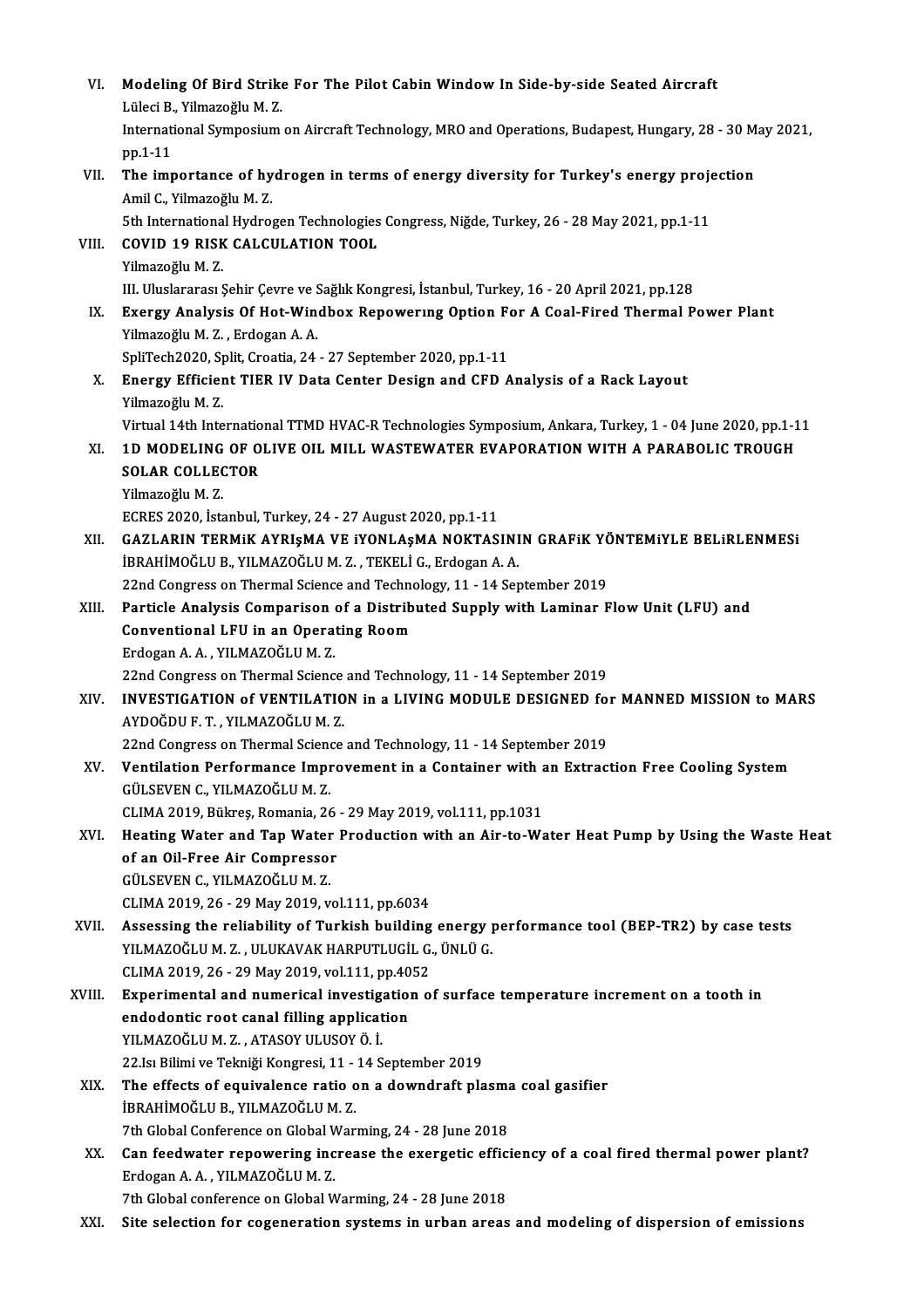VI. **Modeling Of Bird Strike For The Pilot Cabin Window In Side-by-side Seated Aircraft**
Lüleci B., Yilmazoğlu M. Z.
International Symposium on Aircraft Technology, MRO and Operations, Budapest, Hungary, 28 - 30 May 2021, pp.1-11

VII. **The importance of hydrogen in terms of energy diversity for Turkey's energy projection**
Amil C., Yilmazoğlu M. Z.
5th International Hydrogen Technologies Congress, Niğde, Turkey, 26 - 28 May 2021, pp.1-11

VIII. **COVID 19 RISK CALCULATION TOOL**
Yilmazoğlu M. Z.
III. Uluslararası Şehir Çevre ve Sağlık Kongresi, İstanbul, Turkey, 16 - 20 April 2021, pp.128

IX. **Exergy Analysis Of Hot-Windbox Repowerıng Option For A Coal-Fired Thermal Power Plant**
Yilmazoğlu M. Z. , Erdogan A. A.
SpliTech2020, Split, Croatia, 24 - 27 September 2020, pp.1-11

X. **Energy Efficient TIER IV Data Center Design and CFD Analysis of a Rack Layout**
Yilmazoğlu M. Z.
Virtual 14th International TTMD HVAC-R Technologies Symposium, Ankara, Turkey, 1 - 04 June 2020, pp.1-11

XI. **1D MODELING OF OLIVE OIL MILL WASTEWATER EVAPORATION WITH A PARABOLIC TROUGH SOLAR COLLECTOR**
Yilmazoğlu M. Z.
ECRES 2020, İstanbul, Turkey, 24 - 27 August 2020, pp.1-11

XII. **GAZLARIN TERMiK AYRIşMA VE iYONLAşMA NOKTASININ GRAFiK YÖNTEMiYLE BELiRLENMESi**
İBRAHİMOĞLU B., YILMAZOĞLU M. Z. , TEKELİ G., Erdogan A. A.
22nd Congress on Thermal Science and Technology, 11 - 14 September 2019

XIII. **Particle Analysis Comparison of a Distributed Supply with Laminar Flow Unit (LFU) and Conventional LFU in an Operating Room**
Erdogan A. A. , YILMAZOĞLU M. Z.
22nd Congress on Thermal Science and Technology, 11 - 14 September 2019

XIV. **INVESTIGATION of VENTILATION in a LIVING MODULE DESIGNED for MANNED MISSION to MARS**
AYDOĞDU F. T. , YILMAZOĞLU M. Z.
22nd Congress on Thermal Science and Technology, 11 - 14 September 2019

XV. **Ventilation Performance Improvement in a Container with an Extraction Free Cooling System**
GÜLSEVEN C., YILMAZOĞLU M. Z.
CLIMA 2019, Bükreş, Romania, 26 - 29 May 2019, vol.111, pp.1031

XVI. **Heating Water and Tap Water Production with an Air-to-Water Heat Pump by Using the Waste Heat of an Oil-Free Air Compressor**
GÜLSEVEN C., YILMAZOĞLU M. Z.
CLIMA 2019, 26 - 29 May 2019, vol.111, pp.6034

XVII. **Assessing the reliability of Turkish building energy performance tool (BEP-TR2) by case tests**
YILMAZOĞLU M. Z. , ULUKAVAK HARPUTLUGİL G., ÜNLÜ G.
CLIMA 2019, 26 - 29 May 2019, vol.111, pp.4052

XVIII. **Experimental and numerical investigation of surface temperature increment on a tooth in endodontic root canal filling application**
YILMAZOĞLU M. Z. , ATASOY ULUSOY Ö. İ.
22.Isı Bilimi ve Tekniği Kongresi, 11 - 14 September 2019

XIX. **The effects of equivalence ratio on a downdraft plasma coal gasifier**
İBRAHİMOĞLU B., YILMAZOĞLU M. Z.
7th Global Conference on Global Warming, 24 - 28 June 2018

XX. **Can feedwater repowering increase the exergetic efficiency of a coal fired thermal power plant?**
Erdogan A. A. , YILMAZOĞLU M. Z.
7th Global conference on Global Warming, 24 - 28 June 2018

XXI. **Site selection for cogeneration systems in urban areas and modeling of dispersion of emissions**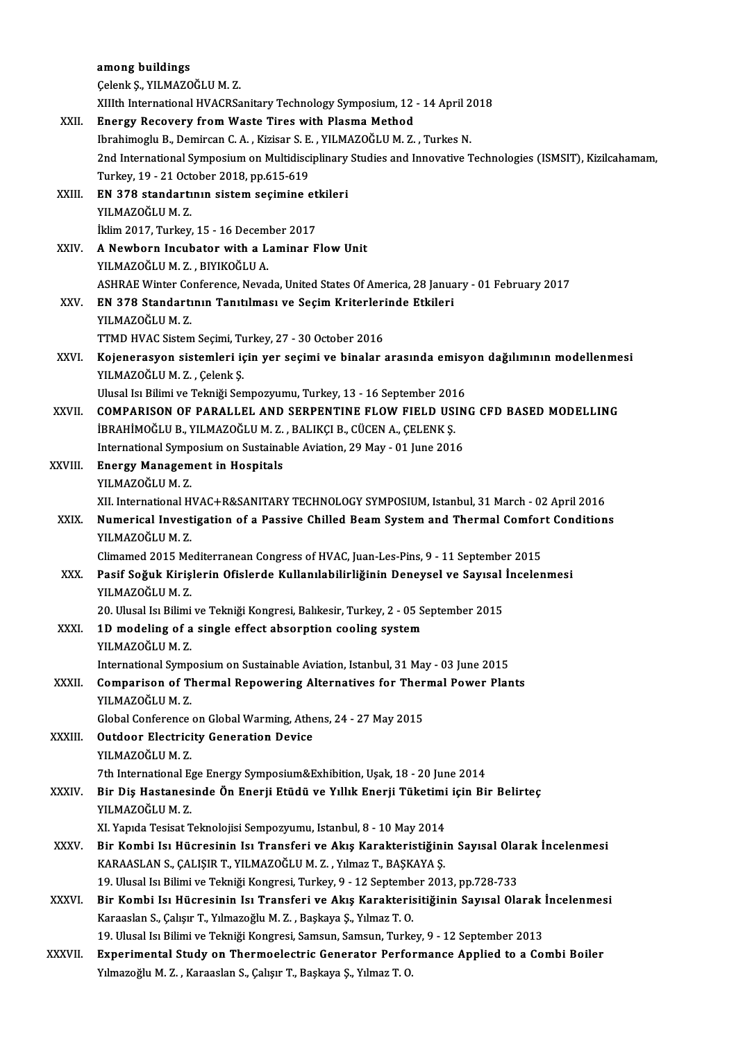among buildings
Çelenk Ş., YILMAZOĞLU M. Z.
XIIIth International HVACRSanitary Technology Symposium, 12 - 14 April 2018

XXII. **Energy Recovery from Waste Tires with Plasma Method**
Ibrahimoglu B., Demircan C. A. , Kizisar S. E. , YILMAZOĞLU M. Z. , Turkes N.
2nd International Symposium on Multidisciplinary Studies and Innovative Technologies (ISMSIT), Kizilcahamam, Turkey, 19 - 21 October 2018, pp.615-619

XXIII. **EN 378 standartının sistem seçimine etkileri**
YILMAZOĞLU M. Z.
İklim 2017, Turkey, 15 - 16 December 2017

XXIV. **A Newborn Incubator with a Laminar Flow Unit**
YILMAZOĞLU M. Z. , BIYIKOĞLU A.
ASHRAE Winter Conference, Nevada, United States Of America, 28 January - 01 February 2017

XXV. **EN 378 Standartının Tanıtılması ve Seçim Kriterlerinde Etkileri**
YILMAZOĞLU M. Z.
TTMD HVAC Sistem Seçimi, Turkey, 27 - 30 October 2016

XXVI. **Kojenerasyon sistemleri için yer seçimi ve binalar arasında emisyon dağılımının modellenmesi**
YILMAZOĞLU M. Z. , Çelenk Ş.
Ulusal Isı Bilimi ve Tekniği Sempozyumu, Turkey, 13 - 16 September 2016

XXVII. **COMPARISON OF PARALLEL AND SERPENTINE FLOW FIELD USING CFD BASED MODELLING**
İBRAHİMOĞLU B., YILMAZOĞLU M. Z. , BALIKÇI B., CÜCEN A., ÇELENK Ş.
International Symposium on Sustainable Aviation, 29 May - 01 June 2016

XXVIII. **Energy Management in Hospitals**
YILMAZOĞLU M. Z.
XII. International HVAC+R&SANITARY TECHNOLOGY SYMPOSIUM, Istanbul, 31 March - 02 April 2016

XXIX. **Numerical Investigation of a Passive Chilled Beam System and Thermal Comfort Conditions**
YILMAZOĞLU M. Z.
Climamed 2015 Mediterranean Congress of HVAC, Juan-Les-Pins, 9 - 11 September 2015

XXX. **Pasif Soğuk Kirişlerin Ofislerde Kullanılabilirliğinin Deneysel ve Sayısal İncelenmesi**
YILMAZOĞLU M. Z.
20. Ulusal Isı Bilimi ve Tekniği Kongresi, Balıkesir, Turkey, 2 - 05 September 2015

XXXI. **1D modeling of a single effect absorption cooling system**
YILMAZOĞLU M. Z.
International Symposium on Sustainable Aviation, Istanbul, 31 May - 03 June 2015

XXXII. **Comparison of Thermal Repowering Alternatives for Thermal Power Plants**
YILMAZOĞLU M. Z.
Global Conference on Global Warming, Athens, 24 - 27 May 2015

XXXIII. **Outdoor Electricity Generation Device**
YILMAZOĞLU M. Z.
7th International Ege Energy Symposium&Exhibition, Uşak, 18 - 20 June 2014

XXXIV. **Bir Diş Hastanesinde Ön Enerji Etüdü ve Yıllık Enerji Tüketimi için Bir Belirteç**
YILMAZOĞLU M. Z.
XI. Yapıda Tesisat Teknolojisi Sempozyumu, Istanbul, 8 - 10 May 2014

XXXV. **Bir Kombi Isı Hücresinin Isı Transferi ve Akış Karakteristiğinin Sayısal Olarak İncelenmesi**
KARAASLAN S., ÇALIŞIR T., YILMAZOĞLU M. Z. , Yılmaz T., BAŞKAYA Ş.
19. Ulusal Isı Bilimi ve Tekniği Kongresi, Turkey, 9 - 12 September 2013, pp.728-733

XXXVI. **Bir Kombi Isı Hücresinin Isı Transferi ve Akış Karakterisitiğinin Sayısal Olarak İncelenmesi**
Karaaslan S., Çalışır T., Yılmazoğlu M. Z. , Başkaya Ş., Yılmaz T. O.
19. Ulusal Isı Bilimi ve Tekniği Kongresi, Samsun, Samsun, Turkey, 9 - 12 September 2013

XXXVII. **Experimental Study on Thermoelectric Generator Performance Applied to a Combi Boiler**
Yılmazoğlu M. Z. , Karaaslan S., Çalışır T., Başkaya Ş., Yılmaz T. O.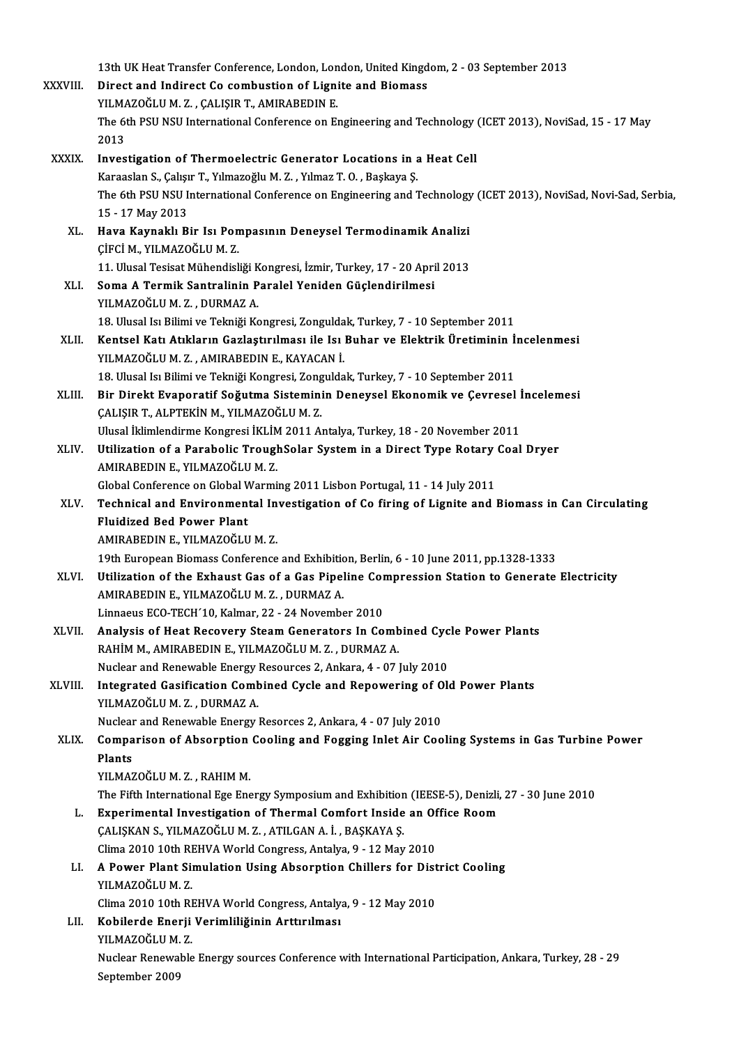13th UK Heat Transfer Conference, London, London, United Kingdom, 2 - 03 September 2013

XXXVIII. **Direct and Indirect Co combustion of Lignite and Biomass**
YILMAZOĞLU M. Z. , ÇALIŞIR T., AMIRABEDIN E.
The 6th PSU NSU International Conference on Engineering and Technology (ICET 2013), NoviSad, 15 - 17 May 2013

XXXIX. **Investigation of Thermoelectric Generator Locations in a Heat Cell**
Karaaslan S., Çalışır T., Yılmazoğlu M. Z. , Yılmaz T. O. , Başkaya Ş.
The 6th PSU NSU International Conference on Engineering and Technology (ICET 2013), NoviSad, Novi-Sad, Serbia, 15 - 17 May 2013

XL. **Hava Kaynaklı Bir Isı Pompasının Deneysel Termodinamik Analizi**
ÇİFCİ M., YILMAZOĞLU M. Z.
11. Ulusal Tesisat Mühendisliği Kongresi, İzmir, Turkey, 17 - 20 April 2013

XLI. **Soma A Termik Santralinin Paralel Yeniden Güçlendirilmesi**
YILMAZOĞLU M. Z. , DURMAZ A.
18. Ulusal Isı Bilimi ve Tekniği Kongresi, Zonguldak, Turkey, 7 - 10 September 2011

XLII. **Kentsel Katı Atıkların Gazlaştırılması ile Isı Buhar ve Elektrik Üretiminin İncelenmesi**
YILMAZOĞLU M. Z. , AMIRABEDIN E., KAYACAN İ.
18. Ulusal Isı Bilimi ve Tekniği Kongresi, Zonguldak, Turkey, 7 - 10 September 2011

XLIII. **Bir Direkt Evaporatif Soğutma Sisteminin Deneysel Ekonomik ve Çevresel İncelemesi**
ÇALIŞIR T., ALPTEKİN M., YILMAZOĞLU M. Z.
Ulusal İklimlendirme Kongresi İKLİM 2011 Antalya, Turkey, 18 - 20 November 2011

XLIV. **Utilization of a Parabolic TroughSolar System in a Direct Type Rotary Coal Dryer**
AMIRABEDIN E., YILMAZOĞLU M. Z.
Global Conference on Global Warming 2011 Lisbon Portugal, 11 - 14 July 2011

XLV. **Technical and Environmental Investigation of Co firing of Lignite and Biomass in Can Circulating Fluidized Bed Power Plant**
AMIRABEDIN E., YILMAZOĞLU M. Z.
19th European Biomass Conference and Exhibition, Berlin, 6 - 10 June 2011, pp.1328-1333

XLVI. **Utilization of the Exhaust Gas of a Gas Pipeline Compression Station to Generate Electricity**
AMIRABEDIN E., YILMAZOĞLU M. Z. , DURMAZ A.
Linnaeus ECO-TECH´10, Kalmar, 22 - 24 November 2010

XLVII. **Analysis of Heat Recovery Steam Generators In Combined Cycle Power Plants**
RAHİM M., AMIRABEDIN E., YILMAZOĞLU M. Z. , DURMAZ A.
Nuclear and Renewable Energy Resources 2, Ankara, 4 - 07 July 2010

XLVIII. **Integrated Gasification Combined Cycle and Repowering of Old Power Plants**
YILMAZOĞLU M. Z. , DURMAZ A.
Nuclear and Renewable Energy Resorces 2, Ankara, 4 - 07 July 2010

XLIX. **Comparison of Absorption Cooling and Fogging Inlet Air Cooling Systems in Gas Turbine Power Plants**
YILMAZOĞLU M. Z. , RAHIM M.
The Fifth International Ege Energy Symposium and Exhibition (IEESE-5), Denizli, 27 - 30 June 2010

L. **Experimental Investigation of Thermal Comfort Inside an Office Room**
ÇALIŞKAN S., YILMAZOĞLU M. Z. , ATILGAN A. İ. , BAŞKAYA Ş.
Clima 2010 10th REHVA World Congress, Antalya, 9 - 12 May 2010

LI. **A Power Plant Simulation Using Absorption Chillers for District Cooling**
YILMAZOĞLU M. Z.
Clima 2010 10th REHVA World Congress, Antalya, 9 - 12 May 2010

LII. **Kobilerde Enerji Verimliliğinin Arttırılması**
YILMAZOĞLU M. Z.
Nuclear Renewable Energy sources Conference with International Participation, Ankara, Turkey, 28 - 29 September 2009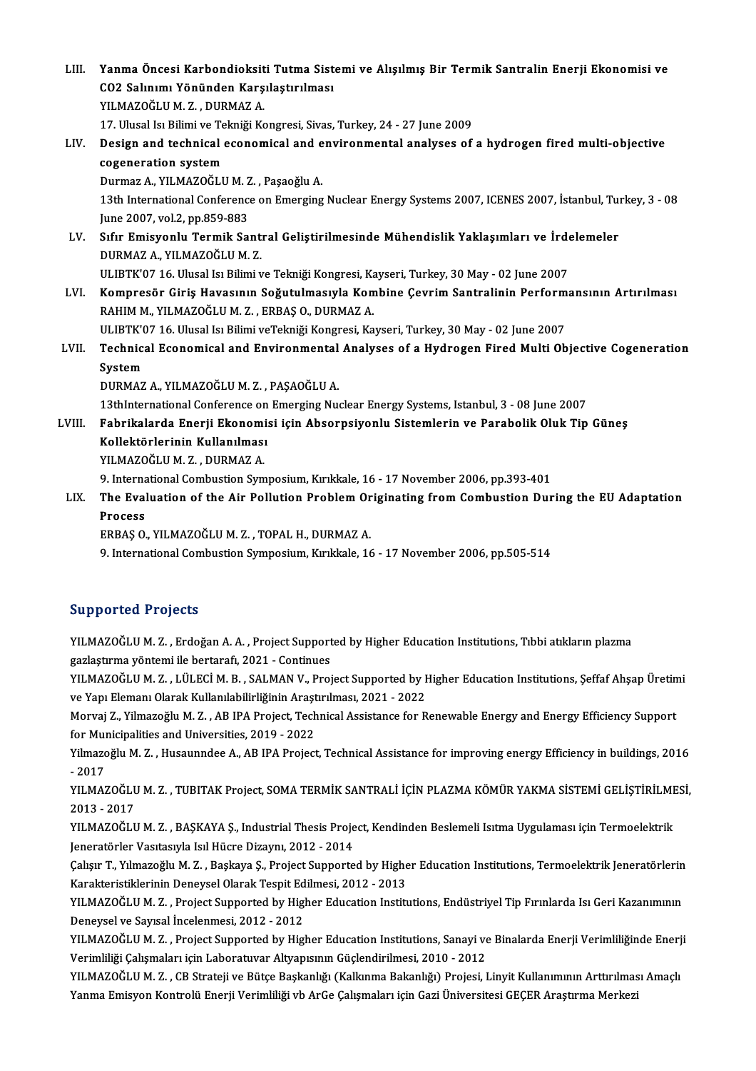LIII. **Yanma Öncesi Karbondioksiti Tutma Sistemi ve Alışılmış Bir Termik Santralin Enerji Ekonomisi ve CO2 Salınımı Yönünden Karşılaştırılması**
YILMAZOĞLU M. Z. , DURMAZ A.
17. Ulusal Isı Bilimi ve Tekniği Kongresi, Sivas, Turkey, 24 - 27 June 2009

LIV. **Design and technical economical and environmental analyses of a hydrogen fired multi-objective cogeneration system**
Durmaz A., YILMAZOĞLU M. Z. , Paşaoğlu A.
13th International Conference on Emerging Nuclear Energy Systems 2007, ICENES 2007, İstanbul, Turkey, 3 - 08 June 2007, vol.2, pp.859-883

LV. **Sıfır Emisyonlu Termik Santral Geliştirilmesinde Mühendislik Yaklaşımları ve İrdelemeler**
DURMAZ A., YILMAZOĞLU M. Z.
ULIBTK'07 16. Ulusal Isı Bilimi ve Tekniği Kongresi, Kayseri, Turkey, 30 May - 02 June 2007

LVI. **Kompresör Giriş Havasının Soğutulmasıyla Kombine Çevrim Santralinin Performansının Artırılması**
RAHIM M., YILMAZOĞLU M. Z. , ERBAŞ O., DURMAZ A.
ULIBTK'07 16. Ulusal Isı Bilimi veTekniği Kongresi, Kayseri, Turkey, 30 May - 02 June 2007

LVII. **Technical Economical and Environmental Analyses of a Hydrogen Fired Multi Objective Cogeneration System**
DURMAZ A., YILMAZOĞLU M. Z. , PAŞAOĞLU A.
13thInternational Conference on Emerging Nuclear Energy Systems, Istanbul, 3 - 08 June 2007

LVIII. **Fabrikalarda Enerji Ekonomisi için Absorpsiyonlu Sistemlerin ve Parabolik Oluk Tip Güneş Kollektörlerinin Kullanılması**
YILMAZOĞLU M. Z. , DURMAZ A.
9. International Combustion Symposium, Kırıkkale, 16 - 17 November 2006, pp.393-401

LIX. **The Evaluation of the Air Pollution Problem Originating from Combustion During the EU Adaptation Process**
ERBAŞ O., YILMAZOĞLU M. Z. , TOPAL H., DURMAZ A.
9. International Combustion Symposium, Kırıkkale, 16 - 17 November 2006, pp.505-514

## Supported Projects

YILMAZOĞLU M. Z. , Erdoğan A. A. , Project Supported by Higher Education Institutions, Tıbbi atıkların plazma gazlaştırma yöntemi ile bertarafı, 2021 - Continues

YILMAZOĞLU M. Z. , LÜLECİ M. B. , SALMAN V., Project Supported by Higher Education Institutions, Şeffaf Ahşap Üretimi ve Yapı Elemanı Olarak Kullanılabilirliğinin Araştırılması, 2021 - 2022

Morvaj Z., Yilmazoğlu M. Z. , AB IPA Project, Technical Assistance for Renewable Energy and Energy Efficiency Support for Municipalities and Universities, 2019 - 2022

Yilmazoğlu M. Z. , Husaunndee A., AB IPA Project, Technical Assistance for improving energy Efficiency in buildings, 2016 - 2017

YILMAZOĞLU M. Z. , TUBITAK Project, SOMA TERMİK SANTRALİ İÇİN PLAZMA KÖMÜR YAKMA SİSTEMİ GELİŞTİRİLMESİ, 2013 - 2017

YILMAZOĞLU M. Z. , BAŞKAYA Ş., Industrial Thesis Project, Kendinden Beslemeli Isıtma Uygulaması için Termoelektrik Jeneratörler Vasıtasıyla Isıl Hücre Dizaynı, 2012 - 2014

Çalışır T., Yılmazoğlu M. Z. , Başkaya Ş., Project Supported by Higher Education Institutions, Termoelektrik Jeneratörlerin Karakteristiklerinin Deneysel Olarak Tespit Edilmesi, 2012 - 2013

YILMAZOĞLU M. Z. , Project Supported by Higher Education Institutions, Endüstriyel Tip Fırınlarda Isı Geri Kazanımının Deneysel ve Sayısal İncelenmesi, 2012 - 2012

YILMAZOĞLU M. Z. , Project Supported by Higher Education Institutions, Sanayi ve Binalarda Enerji Verimliliğinde Enerji Verimliliği Çalışmaları için Laboratuvar Altyapısının Güçlendirilmesi, 2010 - 2012

YILMAZOĞLU M. Z. , CB Strateji ve Bütçe Başkanlığı (Kalkınma Bakanlığı) Projesi, Linyit Kullanımının Arttırılması Amaçlı Yanma Emisyon Kontrolü Enerji Verimliliği vb ArGe Çalışmaları için Gazi Üniversitesi GEÇER Araştırma Merkezi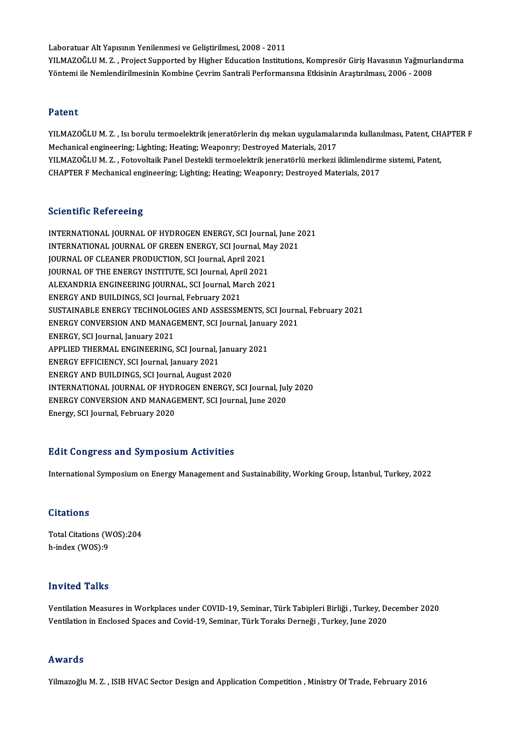Laboratuar Alt Yapısının Yenilenmesi ve Geliştirilmesi, 2008 - 2011
YILMAZOĞLU M. Z. , Project Supported by Higher Education Institutions, Kompresör Giriş Havasının Yağmurlandırma Yöntemi ile Nemlendirilmesinin Kombine Çevrim Santrali Performansına Etkisinin Araştırılması, 2006 - 2008

## Patent

YILMAZOĞLU M. Z. , Isı borulu termoelektrik jeneratörlerin dış mekan uygulamalarında kullanılması, Patent, CHAPTER F Mechanical engineering; Lighting; Heating; Weaponry; Destroyed Materials, 2017
YILMAZOĞLU M. Z. , Fotovoltaik Panel Destekli termoelektrik jeneratörlü merkezi iklimlendirme sistemi, Patent, CHAPTER F Mechanical engineering; Lighting; Heating; Weaponry; Destroyed Materials, 2017

## Scientific Refereeing

INTERNATIONAL JOURNAL OF HYDROGEN ENERGY, SCI Journal, June 2021
INTERNATIONAL JOURNAL OF GREEN ENERGY, SCI Journal, May 2021
JOURNAL OF CLEANER PRODUCTION, SCI Journal, April 2021
JOURNAL OF THE ENERGY INSTITUTE, SCI Journal, April 2021
ALEXANDRIA ENGINEERING JOURNAL, SCI Journal, March 2021
ENERGY AND BUILDINGS, SCI Journal, February 2021
SUSTAINABLE ENERGY TECHNOLOGIES AND ASSESSMENTS, SCI Journal, February 2021
ENERGY CONVERSION AND MANAGEMENT, SCI Journal, January 2021
ENERGY, SCI Journal, January 2021
APPLIED THERMAL ENGINEERING, SCI Journal, January 2021
ENERGY EFFICIENCY, SCI Journal, January 2021
ENERGY AND BUILDINGS, SCI Journal, August 2020
INTERNATIONAL JOURNAL OF HYDROGEN ENERGY, SCI Journal, July 2020
ENERGY CONVERSION AND MANAGEMENT, SCI Journal, June 2020
Energy, SCI Journal, February 2020

## Edit Congress and Symposium Activities

International Symposium on Energy Management and Sustainability, Working Group, İstanbul, Turkey, 2022

## Citations

Total Citations (WOS):204
h-index (WOS):9

## Invited Talks

Ventilation Measures in Workplaces under COVID-19, Seminar, Türk Tabipleri Birliği , Turkey, December 2020
Ventilation in Enclosed Spaces and Covid-19, Seminar, Türk Toraks Derneği , Turkey, June 2020

## Awards

Yilmazoğlu M. Z. , ISIB HVAC Sector Design and Application Competition , Ministry Of Trade, February 2016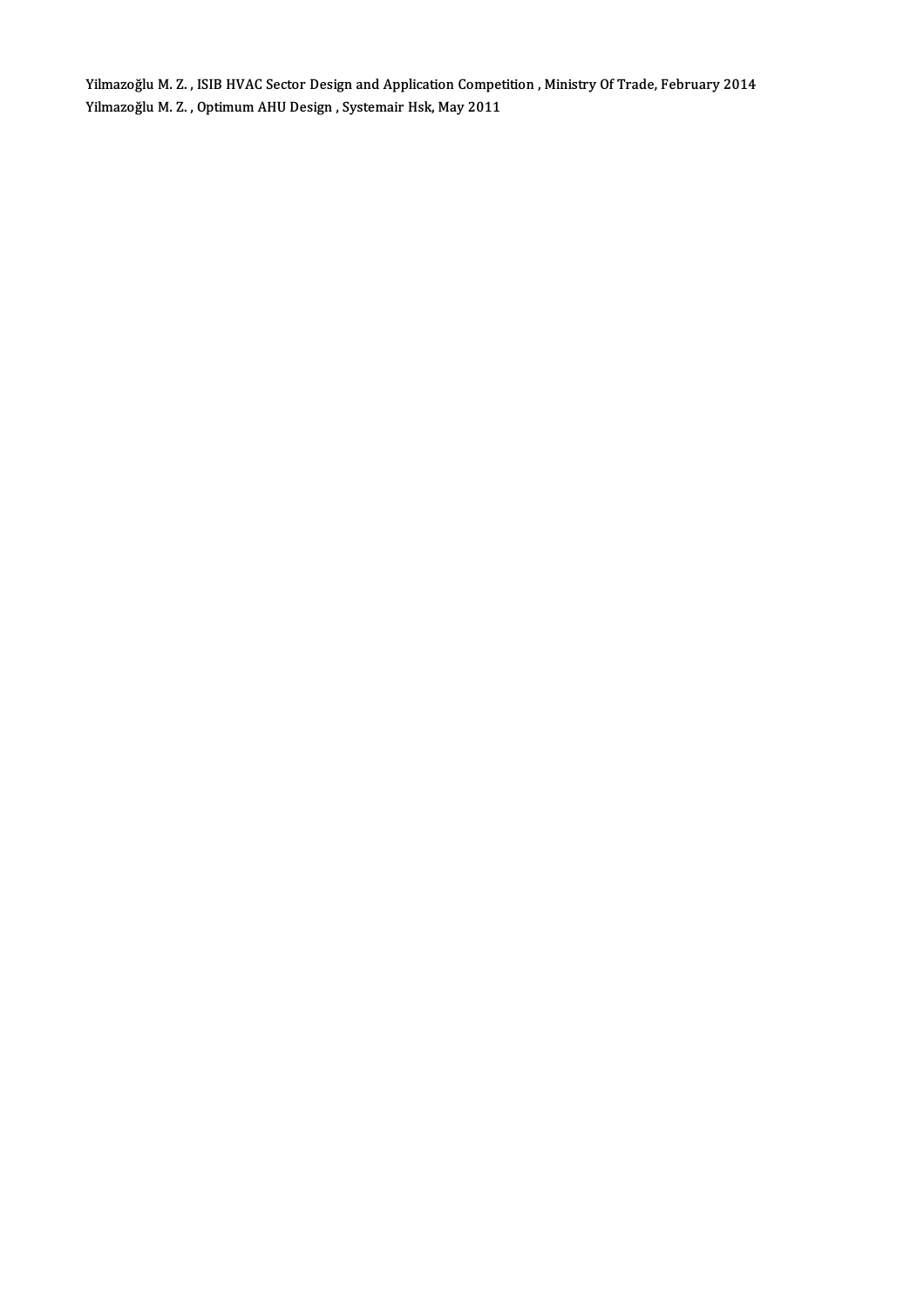Yilmazoğlu M. Z. , ISIB HVAC Sector Design and Application Competition , Ministry Of Trade, February 2014

Yilmazoğlu M. Z. , Optimum AHU Design , Systemair Hsk, May 2011